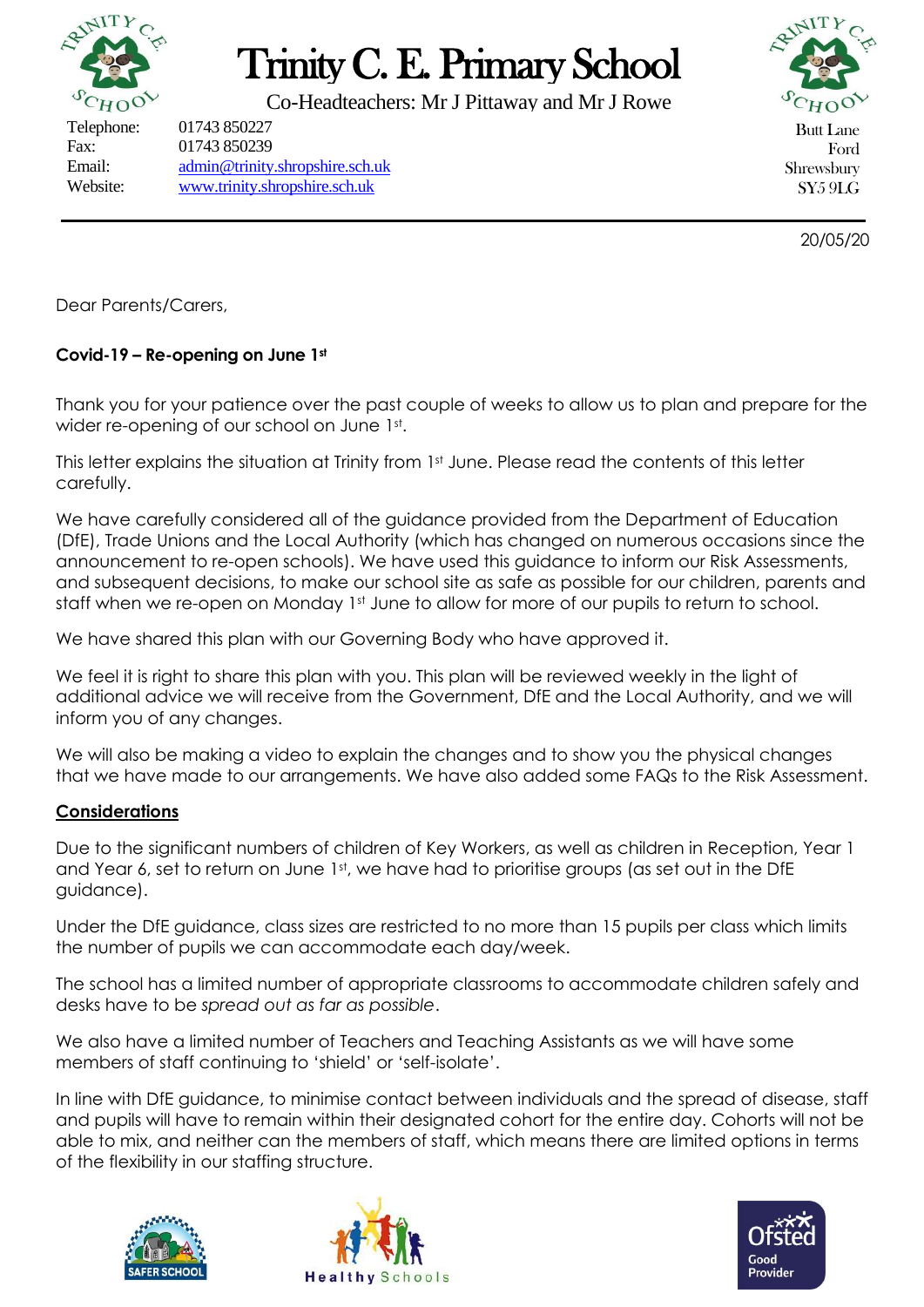# Trinity C. E. Primary School

Co-Headteachers: Mr J Pittaway and Mr J Rowe

Telephone: 01743 850227
Fax: 01743 850239
Email: admin@trinity.shropshire.sch.uk
Website: www.trinity.shropshire.sch.uk

Butt Lane
Ford
Shrewsbury
SY5 9LG

20/05/20

Dear Parents/Carers,

**Covid-19 – Re-opening on June 1st**

Thank you for your patience over the past couple of weeks to allow us to plan and prepare for the wider re-opening of our school on June 1st.

This letter explains the situation at Trinity from 1st June. Please read the contents of this letter carefully.

We have carefully considered all of the guidance provided from the Department of Education (DfE), Trade Unions and the Local Authority (which has changed on numerous occasions since the announcement to re-open schools). We have used this guidance to inform our Risk Assessments, and subsequent decisions, to make our school site as safe as possible for our children, parents and staff when we re-open on Monday 1st June to allow for more of our pupils to return to school.

We have shared this plan with our Governing Body who have approved it.

We feel it is right to share this plan with you. This plan will be reviewed weekly in the light of additional advice we will receive from the Government, DfE and the Local Authority, and we will inform you of any changes.

We will also be making a video to explain the changes and to show you the physical changes that we have made to our arrangements. We have also added some FAQs to the Risk Assessment.

**Considerations**

Due to the significant numbers of children of Key Workers, as well as children in Reception, Year 1 and Year 6, set to return on June 1st, we have had to prioritise groups (as set out in the DfE guidance).

Under the DfE guidance, class sizes are restricted to no more than 15 pupils per class which limits the number of pupils we can accommodate each day/week.

The school has a limited number of appropriate classrooms to accommodate children safely and desks have to be *spread out as far as possible*.

We also have a limited number of Teachers and Teaching Assistants as we will have some members of staff continuing to 'shield' or 'self-isolate'.

In line with DfE guidance, to minimise contact between individuals and the spread of disease, staff and pupils will have to remain within their designated cohort for the entire day. Cohorts will not be able to mix, and neither can the members of staff, which means there are limited options in terms of the flexibility in our staffing structure.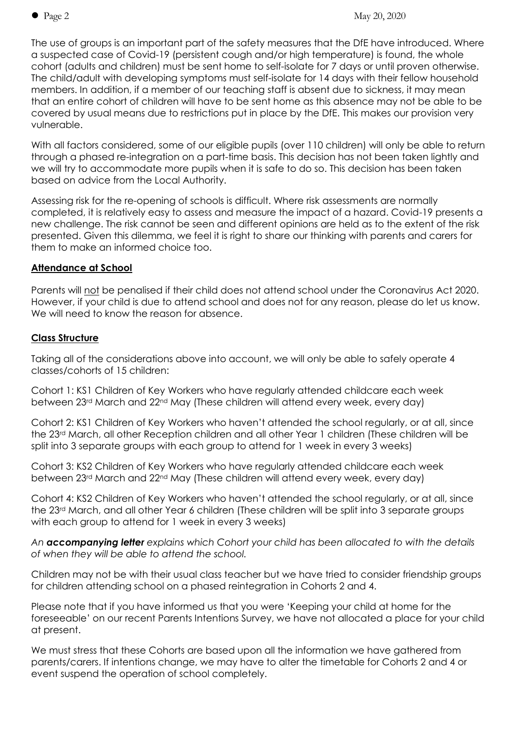The use of groups is an important part of the safety measures that the DfE have introduced. Where a suspected case of Covid-19 (persistent cough and/or high temperature) is found, the whole cohort (adults and children) must be sent home to self-isolate for 7 days or until proven otherwise. The child/adult with developing symptoms must self-isolate for 14 days with their fellow household members. In addition, if a member of our teaching staff is absent due to sickness, it may mean that an entire cohort of children will have to be sent home as this absence may not be able to be covered by usual means due to restrictions put in place by the DfE. This makes our provision very vulnerable.

With all factors considered, some of our eligible pupils (over 110 children) will only be able to return through a phased re-integration on a part-time basis. This decision has not been taken lightly and we will try to accommodate more pupils when it is safe to do so. This decision has been taken based on advice from the Local Authority.

Assessing risk for the re-opening of schools is difficult. Where risk assessments are normally completed, it is relatively easy to assess and measure the impact of a hazard. Covid-19 presents a new challenge. The risk cannot be seen and different opinions are held as to the extent of the risk presented. Given this dilemma, we feel it is right to share our thinking with parents and carers for them to make an informed choice too.

## Attendance at School

Parents will not be penalised if their child does not attend school under the Coronavirus Act 2020. However, if your child is due to attend school and does not for any reason, please do let us know. We will need to know the reason for absence.

## Class Structure

Taking all of the considerations above into account, we will only be able to safely operate 4 classes/cohorts of 15 children:

Cohort 1: KS1 Children of Key Workers who have regularly attended childcare each week between 23rd March and 22nd May (These children will attend every week, every day)

Cohort 2: KS1 Children of Key Workers who haven't attended the school regularly, or at all, since the 23rd March, all other Reception children and all other Year 1 children (These children will be split into 3 separate groups with each group to attend for 1 week in every 3 weeks)

Cohort 3: KS2 Children of Key Workers who have regularly attended childcare each week between 23rd March and 22nd May (These children will attend every week, every day)

Cohort 4: KS2 Children of Key Workers who haven't attended the school regularly, or at all, since the 23rd March, and all other Year 6 children (These children will be split into 3 separate groups with each group to attend for 1 week in every 3 weeks)

*An **accompanying letter** explains which Cohort your child has been allocated to with the details of when they will be able to attend the school.*

Children may not be with their usual class teacher but we have tried to consider friendship groups for children attending school on a phased reintegration in Cohorts 2 and 4.

Please note that if you have informed us that you were 'Keeping your child at home for the foreseeable' on our recent Parents Intentions Survey, we have not allocated a place for your child at present.

We must stress that these Cohorts are based upon all the information we have gathered from parents/carers. If intentions change, we may have to alter the timetable for Cohorts 2 and 4 or event suspend the operation of school completely.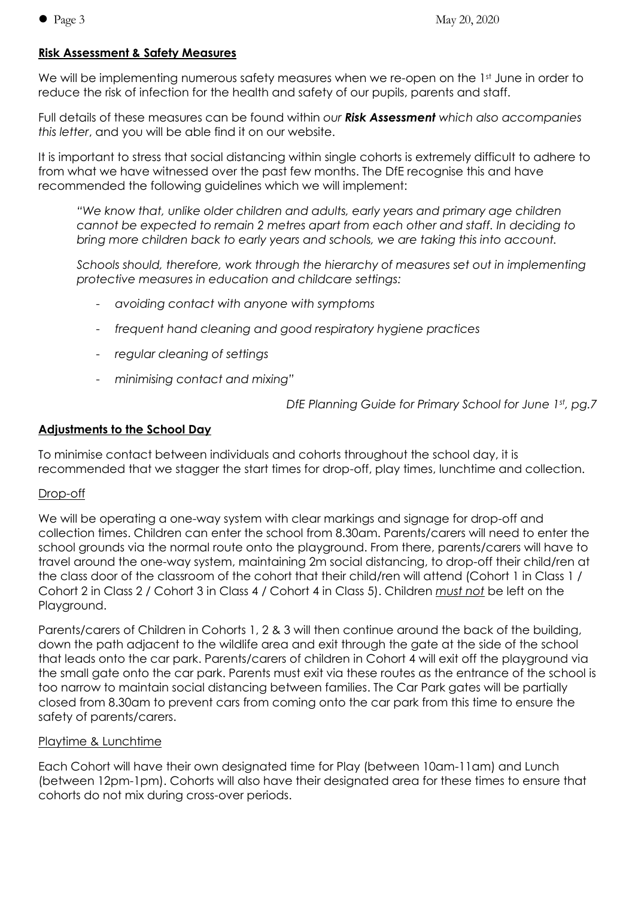## **Risk Assessment & Safety Measures**

We will be implementing numerous safety measures when we re-open on the 1st June in order to reduce the risk of infection for the health and safety of our pupils, parents and staff.

Full details of these measures can be found within *our* ***Risk Assessment*** *which also accompanies this letter*, and you will be able find it on our website.

It is important to stress that social distancing within single cohorts is extremely difficult to adhere to from what we have witnessed over the past few months. The DfE recognise this and have recommended the following guidelines which we will implement:

> *"We know that, unlike older children and adults, early years and primary age children cannot be expected to remain 2 metres apart from each other and staff. In deciding to bring more children back to early years and schools, we are taking this into account.*
>
> *Schools should, therefore, work through the hierarchy of measures set out in implementing protective measures in education and childcare settings:*
>
> - *avoiding contact with anyone with symptoms*
> - *frequent hand cleaning and good respiratory hygiene practices*
> - *regular cleaning of settings*
> - *minimising contact and mixing"*
>
> *DfE Planning Guide for Primary School for June 1st, pg.7*

## **Adjustments to the School Day**

To minimise contact between individuals and cohorts throughout the school day, it is recommended that we stagger the start times for drop-off, play times, lunchtime and collection.

### Drop-off

We will be operating a one-way system with clear markings and signage for drop-off and collection times. Children can enter the school from 8.30am. Parents/carers will need to enter the school grounds via the normal route onto the playground. From there, parents/carers will have to travel around the one-way system, maintaining 2m social distancing, to drop-off their child/ren at the class door of the classroom of the cohort that their child/ren will attend (Cohort 1 in Class 1 / Cohort 2 in Class 2 / Cohort 3 in Class 4 / Cohort 4 in Class 5). Children *must not* be left on the Playground.

Parents/carers of Children in Cohorts 1, 2 & 3 will then continue around the back of the building, down the path adjacent to the wildlife area and exit through the gate at the side of the school that leads onto the car park. Parents/carers of children in Cohort 4 will exit off the playground via the small gate onto the car park. Parents must exit via these routes as the entrance of the school is too narrow to maintain social distancing between families. The Car Park gates will be partially closed from 8.30am to prevent cars from coming onto the car park from this time to ensure the safety of parents/carers.

### Playtime & Lunchtime

Each Cohort will have their own designated time for Play (between 10am-11am) and Lunch (between 12pm-1pm). Cohorts will also have their designated area for these times to ensure that cohorts do not mix during cross-over periods.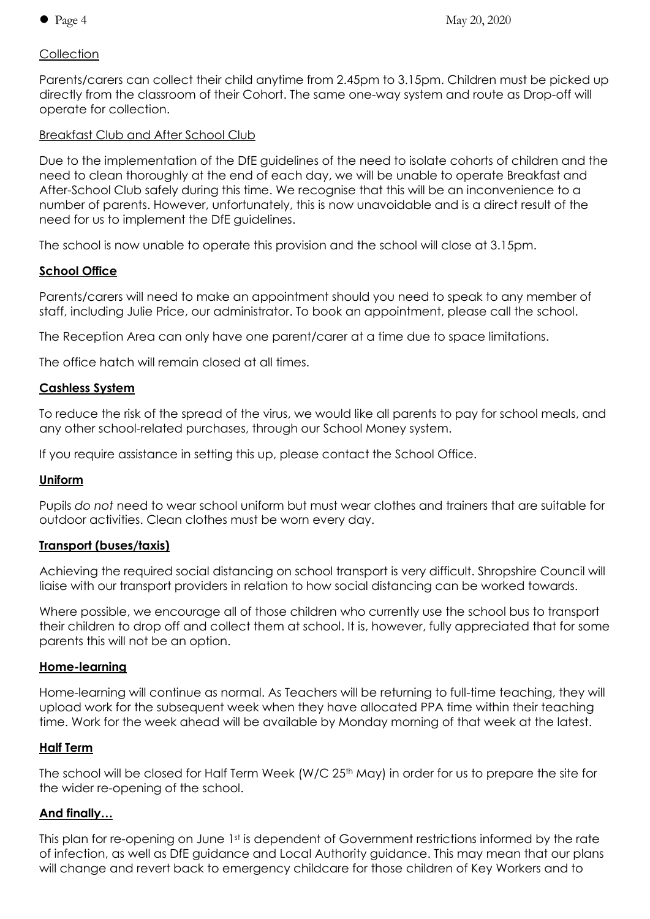<u>Collection</u>

Parents/carers can collect their child anytime from 2.45pm to 3.15pm. Children must be picked up directly from the classroom of their Cohort. The same one-way system and route as Drop-off will operate for collection.

<u>Breakfast Club and After School Club</u>

Due to the implementation of the DfE guidelines of the need to isolate cohorts of children and the need to clean thoroughly at the end of each day, we will be unable to operate Breakfast and After-School Club safely during this time. We recognise that this will be an inconvenience to a number of parents. However, unfortunately, this is now unavoidable and is a direct result of the need for us to implement the DfE guidelines.

The school is now unable to operate this provision and the school will close at 3.15pm.

## School Office

Parents/carers will need to make an appointment should you need to speak to any member of staff, including Julie Price, our administrator. To book an appointment, please call the school.

The Reception Area can only have one parent/carer at a time due to space limitations.

The office hatch will remain closed at all times.

## Cashless System

To reduce the risk of the spread of the virus, we would like all parents to pay for school meals, and any other school-related purchases, through our School Money system.

If you require assistance in setting this up, please contact the School Office.

## Uniform

Pupils *do not* need to wear school uniform but must wear clothes and trainers that are suitable for outdoor activities. Clean clothes must be worn every day.

## Transport (buses/taxis)

Achieving the required social distancing on school transport is very difficult. Shropshire Council will liaise with our transport providers in relation to how social distancing can be worked towards.

Where possible, we encourage all of those children who currently use the school bus to transport their children to drop off and collect them at school. It is, however, fully appreciated that for some parents this will not be an option.

## Home-learning

Home-learning will continue as normal. As Teachers will be returning to full-time teaching, they will upload work for the subsequent week when they have allocated PPA time within their teaching time. Work for the week ahead will be available by Monday morning of that week at the latest.

## Half Term

The school will be closed for Half Term Week (W/C 25th May) in order for us to prepare the site for the wider re-opening of the school.

## And finally…

This plan for re-opening on June 1st is dependent of Government restrictions informed by the rate of infection, as well as DfE guidance and Local Authority guidance. This may mean that our plans will change and revert back to emergency childcare for those children of Key Workers and to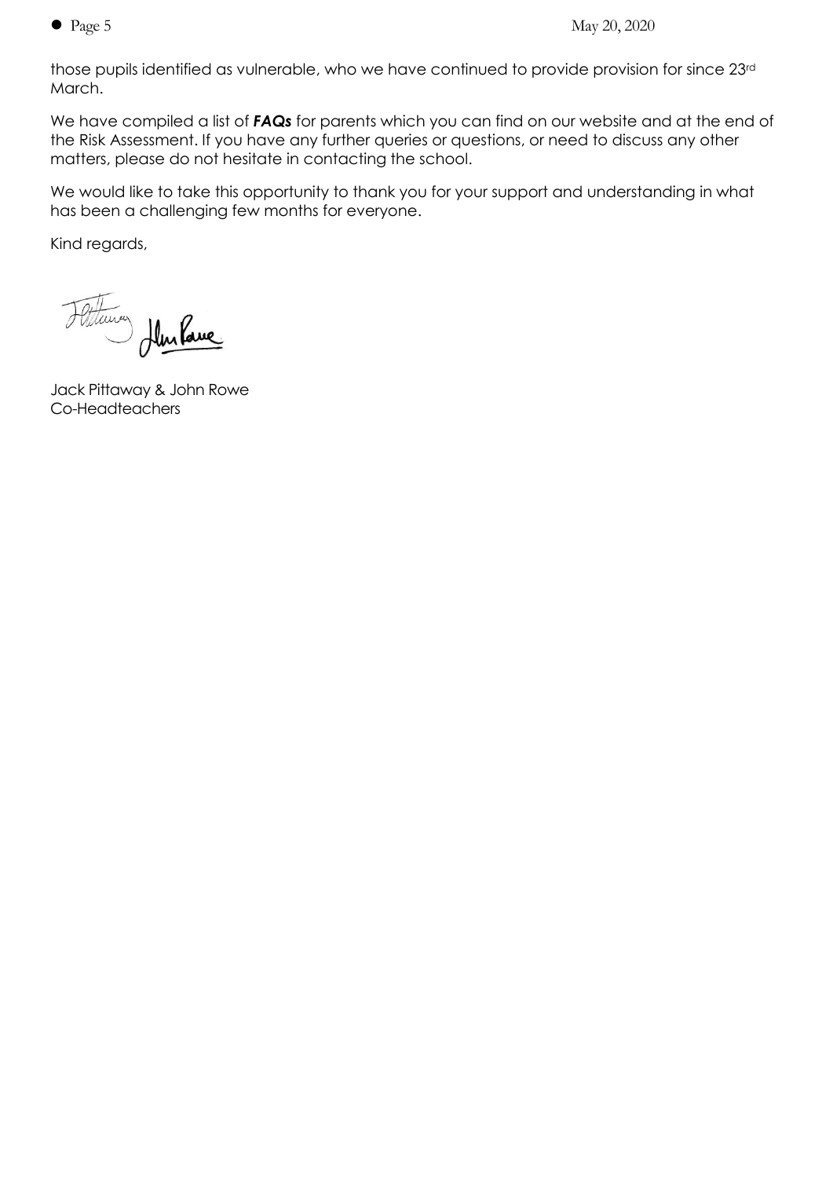those pupils identified as vulnerable, who we have continued to provide provision for since 23rd March.

We have compiled a list of ***FAQs*** for parents which you can find on our website and at the end of the Risk Assessment. If you have any further queries or questions, or need to discuss any other matters, please do not hesitate in contacting the school.

We would like to take this opportunity to thank you for your support and understanding in what has been a challenging few months for everyone.

Kind regards,

Jack Pittaway & John Rowe
Co-Headteachers